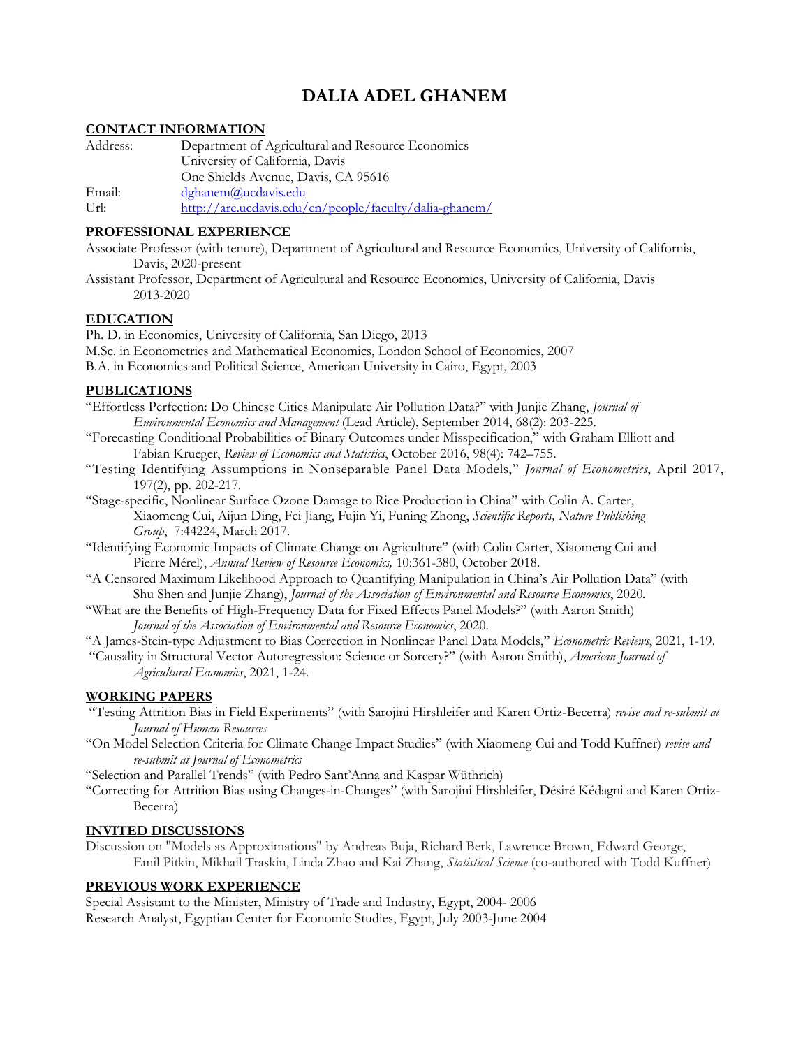# DALIA ADEL GHANEM

## CONTACT INFORMATION

Address: Department of Agricultural and Resource Economics
University of California, Davis
One Shields Avenue, Davis, CA 95616

Email: dghanem@ucdavis.edu

Url: http://are.ucdavis.edu/en/people/faculty/dalia-ghanem/

## PROFESSIONAL EXPERIENCE

Associate Professor (with tenure), Department of Agricultural and Resource Economics, University of California, Davis, 2020-present

Assistant Professor, Department of Agricultural and Resource Economics, University of California, Davis 2013-2020

## EDUCATION

Ph. D. in Economics, University of California, San Diego, 2013

M.Sc. in Econometrics and Mathematical Economics, London School of Economics, 2007

B.A. in Economics and Political Science, American University in Cairo, Egypt, 2003

## PUBLICATIONS

"Effortless Perfection: Do Chinese Cities Manipulate Air Pollution Data?" with Junjie Zhang, *Journal of Environmental Economics and Management* (Lead Article), September 2014, 68(2): 203-225.

"Forecasting Conditional Probabilities of Binary Outcomes under Misspecification," with Graham Elliott and Fabian Krueger, *Review of Economics and Statistics*, October 2016, 98(4): 742–755.

"Testing Identifying Assumptions in Nonseparable Panel Data Models," *Journal of Econometrics*, April 2017, 197(2), pp. 202-217.

"Stage-specific, Nonlinear Surface Ozone Damage to Rice Production in China" with Colin A. Carter, Xiaomeng Cui, Aijun Ding, Fei Jiang, Fujin Yi, Funing Zhong, *Scientific Reports, Nature Publishing Group*, 7:44224, March 2017.

"Identifying Economic Impacts of Climate Change on Agriculture" (with Colin Carter, Xiaomeng Cui and Pierre Mérel), *Annual Review of Resource Economics,* 10:361-380, October 2018.

"A Censored Maximum Likelihood Approach to Quantifying Manipulation in China's Air Pollution Data" (with Shu Shen and Junjie Zhang), *Journal of the Association of Environmental and Resource Economics*, 2020.

"What are the Benefits of High-Frequency Data for Fixed Effects Panel Models?" (with Aaron Smith) *Journal of the Association of Environmental and Resource Economics*, 2020.

"A James-Stein-type Adjustment to Bias Correction in Nonlinear Panel Data Models," *Econometric Reviews*, 2021, 1-19.

"Causality in Structural Vector Autoregression: Science or Sorcery?" (with Aaron Smith), *American Journal of Agricultural Economics*, 2021, 1-24.

## WORKING PAPERS

"Testing Attrition Bias in Field Experiments" (with Sarojini Hirshleifer and Karen Ortiz-Becerra) *revise and re-submit at Journal of Human Resources*

"On Model Selection Criteria for Climate Change Impact Studies" (with Xiaomeng Cui and Todd Kuffner) *revise and re-submit at Journal of Econometrics*

"Selection and Parallel Trends" (with Pedro Sant'Anna and Kaspar Wüthrich)

"Correcting for Attrition Bias using Changes-in-Changes" (with Sarojini Hirshleifer, Désiré Kédagni and Karen Ortiz-Becerra)

## INVITED DISCUSSIONS

Discussion on "Models as Approximations" by Andreas Buja, Richard Berk, Lawrence Brown, Edward George, Emil Pitkin, Mikhail Traskin, Linda Zhao and Kai Zhang, *Statistical Science* (co-authored with Todd Kuffner)

## PREVIOUS WORK EXPERIENCE

Special Assistant to the Minister, Ministry of Trade and Industry, Egypt, 2004- 2006

Research Analyst, Egyptian Center for Economic Studies, Egypt, July 2003-June 2004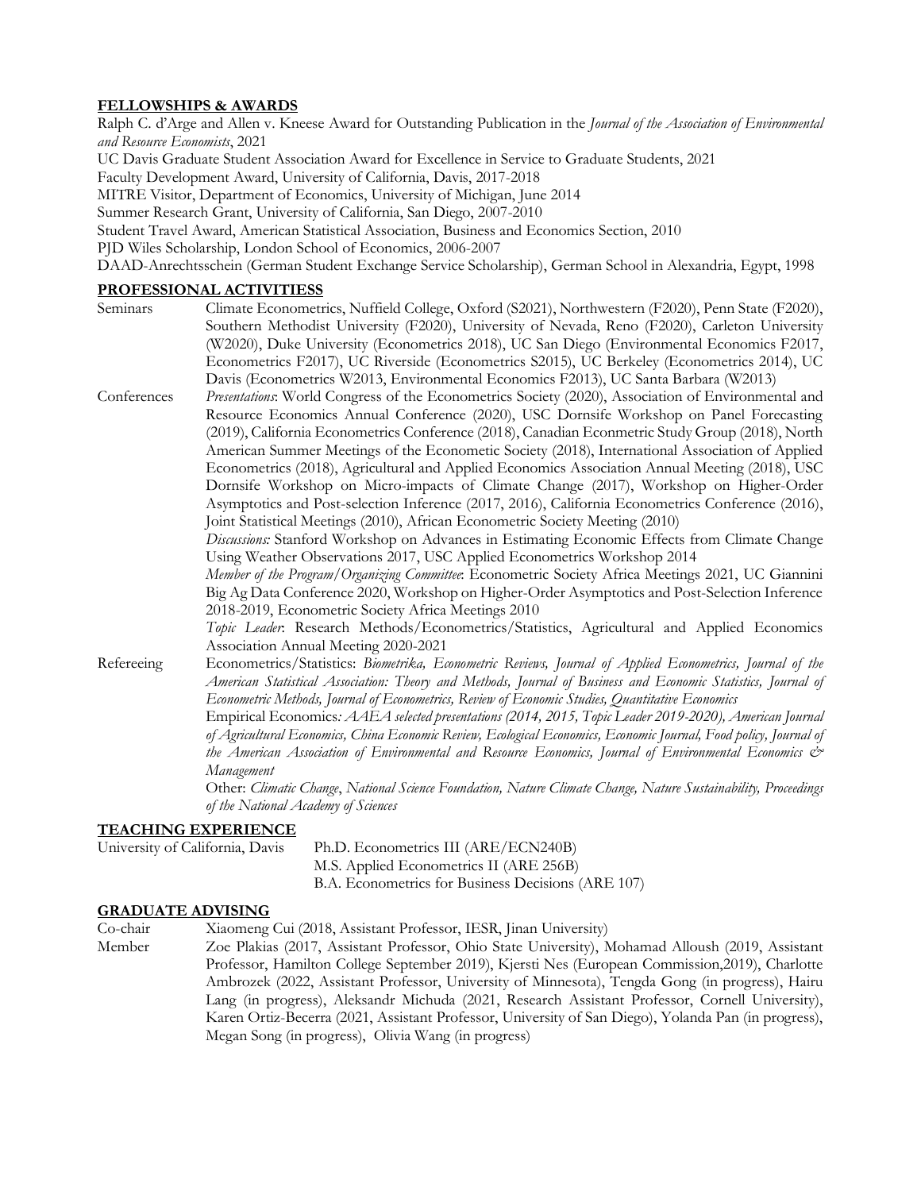## FELLOWSHIPS & AWARDS

Ralph C. d'Arge and Allen v. Kneese Award for Outstanding Publication in the *Journal of the Association of Environmental and Resource Economists*, 2021

UC Davis Graduate Student Association Award for Excellence in Service to Graduate Students, 2021

Faculty Development Award, University of California, Davis, 2017-2018

MITRE Visitor, Department of Economics, University of Michigan, June 2014

Summer Research Grant, University of California, San Diego, 2007-2010

Student Travel Award, American Statistical Association, Business and Economics Section, 2010

PJD Wiles Scholarship, London School of Economics, 2006-2007

DAAD-Anrechtsschein (German Student Exchange Service Scholarship), German School in Alexandria, Egypt, 1998

## PROFESSIONAL ACTIVITIESS

**Seminars**

Climate Econometrics, Nuffield College, Oxford (S2021), Northwestern (F2020), Penn State (F2020), Southern Methodist University (F2020), University of Nevada, Reno (F2020), Carleton University (W2020), Duke University (Econometrics 2018), UC San Diego (Environmental Economics F2017, Econometrics F2017), UC Riverside (Econometrics S2015), UC Berkeley (Econometrics 2014), UC Davis (Econometrics W2013, Environmental Economics F2013), UC Santa Barbara (W2013)

**Conferences**

*Presentations*: World Congress of the Econometrics Society (2020), Association of Environmental and Resource Economics Annual Conference (2020), USC Dornsife Workshop on Panel Forecasting (2019), California Econometrics Conference (2018), Canadian Econmetric Study Group (2018), North American Summer Meetings of the Econometric Society (2018), International Association of Applied Econometrics (2018), Agricultural and Applied Economics Association Annual Meeting (2018), USC Dornsife Workshop on Micro-impacts of Climate Change (2017), Workshop on Higher-Order Asymptotics and Post-selection Inference (2017, 2016), California Econometrics Conference (2016), Joint Statistical Meetings (2010), African Econometric Society Meeting (2010)

*Discussions:* Stanford Workshop on Advances in Estimating Economic Effects from Climate Change Using Weather Observations 2017, USC Applied Econometrics Workshop 2014

*Member of the Program/Organizing Committee*: Econometric Society Africa Meetings 2021, UC Giannini Big Ag Data Conference 2020, Workshop on Higher-Order Asymptotics and Post-Selection Inference 2018-2019, Econometric Society Africa Meetings 2010

*Topic Leader*: Research Methods/Econometrics/Statistics, Agricultural and Applied Economics Association Annual Meeting 2020-2021

**Refereeing**

Econometrics/Statistics: *Biometrika, Econometric Reviews, Journal of Applied Econometrics, Journal of the American Statistical Association: Theory and Methods, Journal of Business and Economic Statistics, Journal of Econometric Methods, Journal of Econometrics, Review of Economic Studies, Quantitative Economics*

Empirical Economics*: AAEA selected presentations (2014, 2015, Topic Leader 2019-2020), American Journal of Agricultural Economics, China Economic Review, Ecological Economics, Economic Journal, Food policy, Journal of the American Association of Environmental and Resource Economics, Journal of Environmental Economics & Management*

Other: *Climatic Change*, *National Science Foundation, Nature Climate Change, Nature Sustainability, Proceedings of the National Academy of Sciences*

## TEACHING EXPERIENCE

University of California, Davis
- Ph.D. Econometrics III (ARE/ECN240B)
- M.S. Applied Econometrics II (ARE 256B)
- B.A. Econometrics for Business Decisions (ARE 107)

## GRADUATE ADVISING

**Co-chair**

Xiaomeng Cui (2018, Assistant Professor, IESR, Jinan University)

**Member**

Zoe Plakias (2017, Assistant Professor, Ohio State University), Mohamad Alloush (2019, Assistant Professor, Hamilton College September 2019), Kjersti Nes (European Commission,2019), Charlotte Ambrozek (2022, Assistant Professor, University of Minnesota), Tengda Gong (in progress), Hairu Lang (in progress), Aleksandr Michuda (2021, Research Assistant Professor, Cornell University), Karen Ortiz-Becerra (2021, Assistant Professor, University of San Diego), Yolanda Pan (in progress), Megan Song (in progress), Olivia Wang (in progress)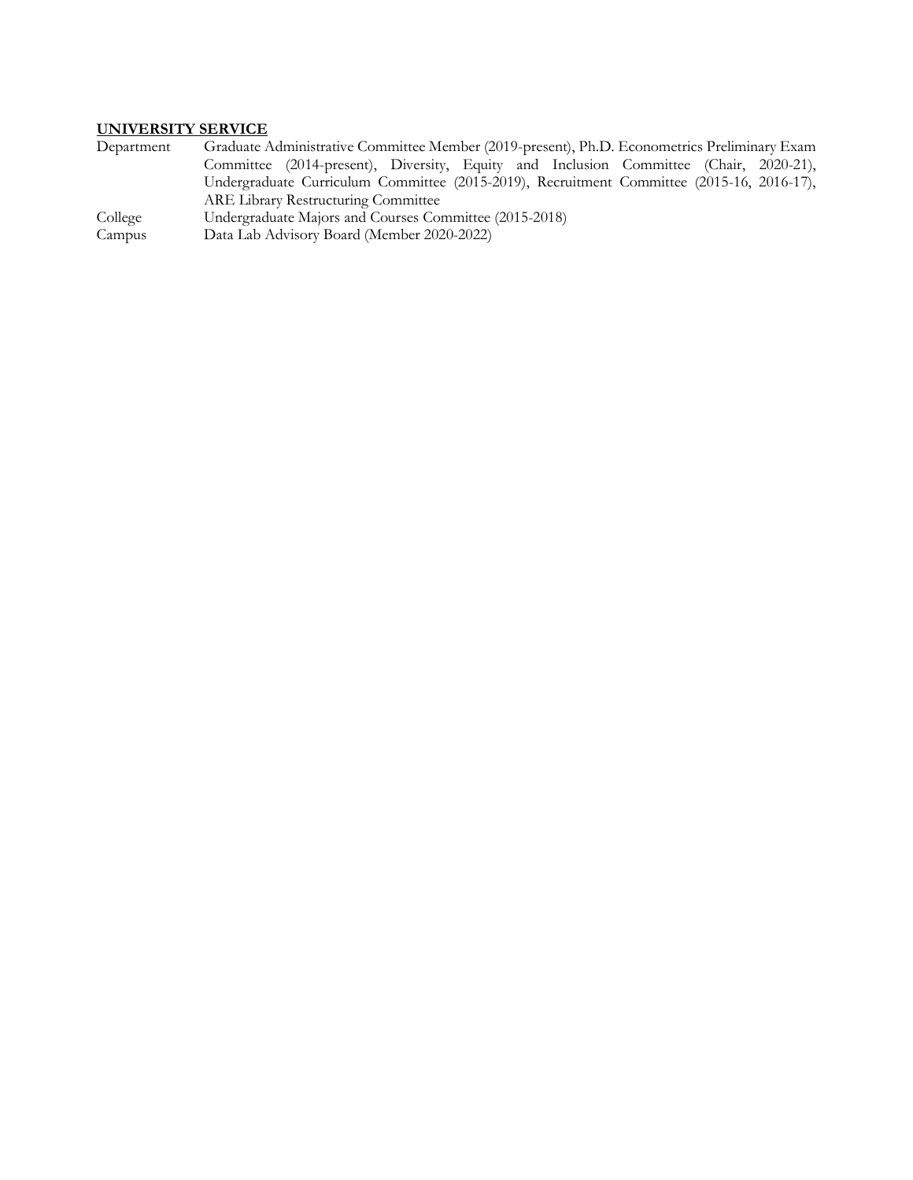## UNIVERSITY SERVICE

| | |
|---|---|
| Department | Graduate Administrative Committee Member (2019-present), Ph.D. Econometrics Preliminary Exam Committee (2014-present), Diversity, Equity and Inclusion Committee (Chair, 2020-21), Undergraduate Curriculum Committee (2015-2019), Recruitment Committee (2015-16, 2016-17), ARE Library Restructuring Committee |
| College | Undergraduate Majors and Courses Committee (2015-2018) |
| Campus | Data Lab Advisory Board (Member 2020-2022) |